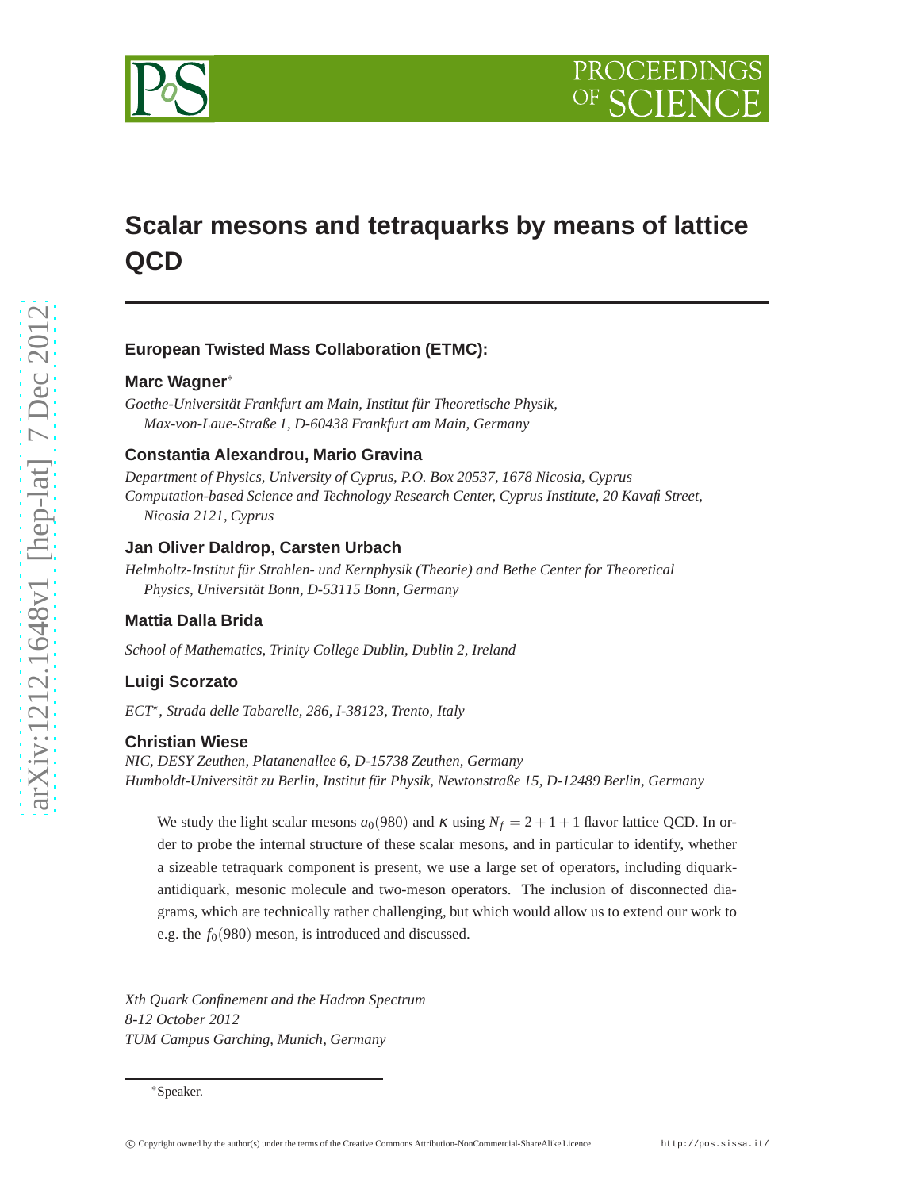# Scalar mesons and tetraquarks by means of lattice QCD

**European Twisted Mass Collaboration (ETMC):**

**Marc Wagner***

*Goethe-Universität Frankfurt am Main, Institut für Theoretische Physik, Max-von-Laue-Straße 1, D-60438 Frankfurt am Main, Germany*

**Constantia Alexandrou, Mario Gravina**

*Department of Physics, University of Cyprus, P.O. Box 20537, 1678 Nicosia, Cyprus*
*Computation-based Science and Technology Research Center, Cyprus Institute, 20 Kavafi Street, Nicosia 2121, Cyprus*

**Jan Oliver Daldrop, Carsten Urbach**

*Helmholtz-Institut für Strahlen- und Kernphysik (Theorie) and Bethe Center for Theoretical Physics, Universität Bonn, D-53115 Bonn, Germany*

**Mattia Dalla Brida**

*School of Mathematics, Trinity College Dublin, Dublin 2, Ireland*

**Luigi Scorzato**

*ECT*, Strada delle Tabarelle, 286, I-38123, Trento, Italy*

**Christian Wiese**

*NIC, DESY Zeuthen, Platanenallee 6, D-15738 Zeuthen, Germany*
*Humboldt-Universität zu Berlin, Institut für Physik, Newtonstraße 15, D-12489 Berlin, Germany*

We study the light scalar mesons $a_0(980)$ and $\kappa$ using $N_f = 2+1+1$ flavor lattice QCD. In order to probe the internal structure of these scalar mesons, and in particular to identify, whether a sizeable tetraquark component is present, we use a large set of operators, including diquark-antidiquark, mesonic molecule and two-meson operators. The inclusion of disconnected diagrams, which are technically rather challenging, but which would allow us to extend our work to e.g. the $f_0(980)$ meson, is introduced and discussed.

*Xth Quark Confinement and the Hadron Spectrum*
*8-12 October 2012*
*TUM Campus Garching, Munich, Germany*

*Speaker.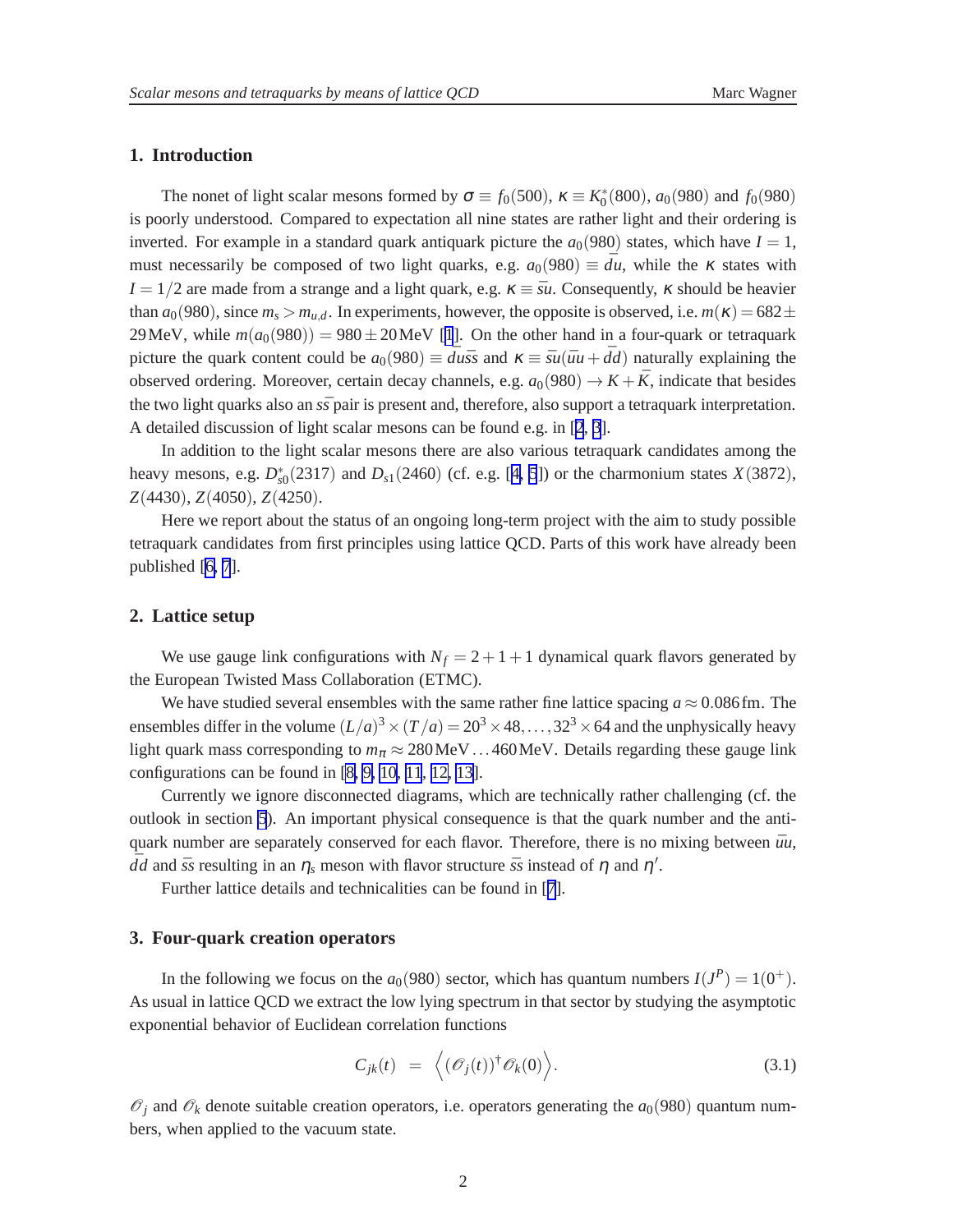## 1. Introduction

The nonet of light scalar mesons formed by $\sigma \equiv f_0(500)$, $\kappa \equiv K_0^*(800)$, $a_0(980)$ and $f_0(980)$ is poorly understood. Compared to expectation all nine states are rather light and their ordering is inverted. For example in a standard quark antiquark picture the $a_0(980)$ states, which have $I = 1$, must necessarily be composed of two light quarks, e.g. $a_0(980) \equiv \bar{d}u$, while the $\kappa$ states with $I = 1/2$ are made from a strange and a light quark, e.g. $\kappa \equiv \bar{s}u$. Consequently, $\kappa$ should be heavier than $a_0(980)$, since $m_s > m_{u,d}$. In experiments, however, the opposite is observed, i.e. $m(\kappa) = 682 \pm 29\,\text{MeV}$, while $m(a_0(980)) = 980 \pm 20\,\text{MeV}$ [1]. On the other hand in a four-quark or tetraquark picture the quark content could be $a_0(980) \equiv \bar{d}u\bar{s}s$ and $\kappa \equiv \bar{s}u(\bar{u}u + \bar{d}d)$ naturally explaining the observed ordering. Moreover, certain decay channels, e.g. $a_0(980) \rightarrow K + \bar{K}$, indicate that besides the two light quarks also an $s\bar{s}$ pair is present and, therefore, also support a tetraquark interpretation. A detailed discussion of light scalar mesons can be found e.g. in [2, 3].

In addition to the light scalar mesons there are also various tetraquark candidates among the heavy mesons, e.g. $D_{s0}^*(2317)$ and $D_{s1}(2460)$ (cf. e.g. [4, 5]) or the charmonium states $X(3872)$, $Z(4430)$, $Z(4050)$, $Z(4250)$.

Here we report about the status of an ongoing long-term project with the aim to study possible tetraquark candidates from first principles using lattice QCD. Parts of this work have already been published [6, 7].

## 2. Lattice setup

We use gauge link configurations with $N_f = 2+1+1$ dynamical quark flavors generated by the European Twisted Mass Collaboration (ETMC).

We have studied several ensembles with the same rather fine lattice spacing $a \approx 0.086\,\text{fm}$. The ensembles differ in the volume $(L/a)^3 \times (T/a) = 20^3 \times 48, \ldots, 32^3 \times 64$ and the unphysically heavy light quark mass corresponding to $m_\pi \approx 280\,\text{MeV} \ldots 460\,\text{MeV}$. Details regarding these gauge link configurations can be found in [8, 9, 10, 11, 12, 13].

Currently we ignore disconnected diagrams, which are technically rather challenging (cf. the outlook in section 5). An important physical consequence is that the quark number and the antiquark number are separately conserved for each flavor. Therefore, there is no mixing between $\bar{u}u$, $\bar{d}d$ and $\bar{s}s$ resulting in an $\eta_s$ meson with flavor structure $\bar{s}s$ instead of $\eta$ and $\eta'$.

Further lattice details and technicalities can be found in [7].

## 3. Four-quark creation operators

In the following we focus on the $a_0(980)$ sector, which has quantum numbers $I(J^P) = 1(0^+)$. As usual in lattice QCD we extract the low lying spectrum in that sector by studying the asymptotic exponential behavior of Euclidean correlation functions

$$C_{jk}(t) = \Big\langle (\mathcal{O}_j(t))^\dagger \mathcal{O}_k(0) \Big\rangle. \tag{3.1}$$

$\mathcal{O}_j$ and $\mathcal{O}_k$ denote suitable creation operators, i.e. operators generating the $a_0(980)$ quantum numbers, when applied to the vacuum state.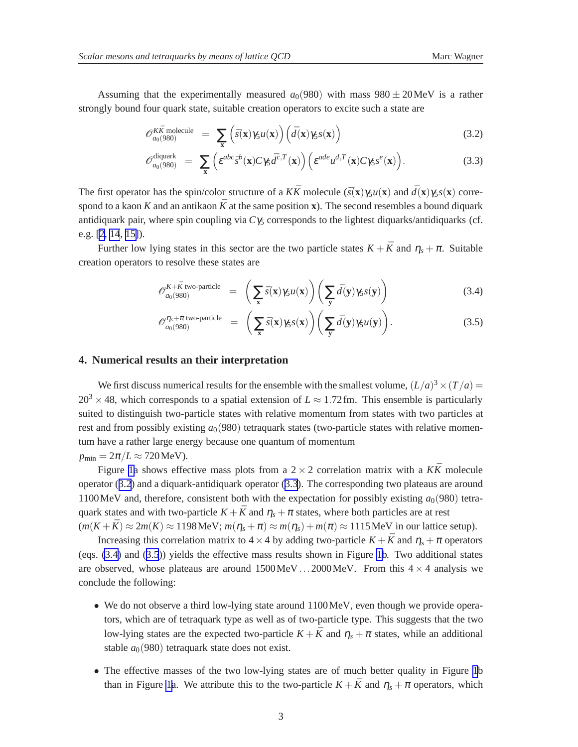Assuming that the experimentally measured $a_0(980)$ with mass $980 \pm 20\,\text{MeV}$ is a rather strongly bound four quark state, suitable creation operators to excite such a state are

$$\mathcal{O}_{a_0(980)}^{K\bar{K}\text{ molecule}} = \sum_{\mathbf{x}} \Big(\bar{s}(\mathbf{x})\gamma_5 u(\mathbf{x})\Big)\Big(\bar{d}(\mathbf{x})\gamma_5 s(\mathbf{x})\Big) \tag{3.2}$$

$$\mathcal{O}_{a_0(980)}^{\text{diquark}} = \sum_{\mathbf{x}} \Big(\varepsilon^{abc}\bar{s}^b(\mathbf{x})C\gamma_5\bar{d}^{c,T}(\mathbf{x})\Big)\Big(\varepsilon^{ade}u^{d,T}(\mathbf{x})C\gamma_5 s^e(\mathbf{x})\Big). \tag{3.3}$$

The first operator has the spin/color structure of a $K\bar{K}$ molecule ($\bar{s}(\mathbf{x})\gamma_5 u(\mathbf{x})$ and $\bar{d}(\mathbf{x})\gamma_5 s(\mathbf{x})$ correspond to a kaon $K$ and an antikaon $\bar{K}$ at the same position $\mathbf{x}$). The second resembles a bound diquark antidiquark pair, where spin coupling via $C\gamma_5$ corresponds to the lightest diquarks/antidiquarks (cf. e.g. [2, 14, 15]).

Further low lying states in this sector are the two particle states $K+\bar{K}$ and $\eta_s+\pi$. Suitable creation operators to resolve these states are

$$\mathcal{O}_{a_0(980)}^{K+\bar{K}\text{ two-particle}} = \Big(\sum_{\mathbf{x}} \bar{s}(\mathbf{x})\gamma_5 u(\mathbf{x})\Big)\Big(\sum_{\mathbf{y}} \bar{d}(\mathbf{y})\gamma_5 s(\mathbf{y})\Big) \tag{3.4}$$

$$\mathcal{O}_{a_0(980)}^{\eta_s+\pi\text{ two-particle}} = \Big(\sum_{\mathbf{x}} \bar{s}(\mathbf{x})\gamma_5 s(\mathbf{x})\Big)\Big(\sum_{\mathbf{y}} \bar{d}(\mathbf{y})\gamma_5 u(\mathbf{y})\Big). \tag{3.5}$$

## 4. Numerical results an their interpretation

We first discuss numerical results for the ensemble with the smallest volume, $(L/a)^3 \times (T/a) = 20^3 \times 48$, which corresponds to a spatial extension of $L \approx 1.72\,\text{fm}$. This ensemble is particularly suited to distinguish two-particle states with relative momentum from states with two particles at rest and from possibly existing $a_0(980)$ tetraquark states (two-particle states with relative momentum have a rather large energy because one quantum of momentum $p_{\text{min}} = 2\pi/L \approx 720\,\text{MeV}$).

Figure 1a shows effective mass plots from a $2\times 2$ correlation matrix with a $K\bar{K}$ molecule operator (3.2) and a diquark-antidiquark operator (3.3). The corresponding two plateaus are around $1100\,\text{MeV}$ and, therefore, consistent both with the expectation for possibly existing $a_0(980)$ tetraquark states and with two-particle $K+\bar{K}$ and $\eta_s+\pi$ states, where both particles are at rest ($m(K+\bar{K}) \approx 2m(K) \approx 1198\,\text{MeV}$; $m(\eta_s+\pi) \approx m(\eta_s)+m(\pi) \approx 1115\,\text{MeV}$ in our lattice setup).

Increasing this correlation matrix to $4\times 4$ by adding two-particle $K+\bar{K}$ and $\eta_s+\pi$ operators (eqs. (3.4) and (3.5)) yields the effective mass results shown in Figure 1b. Two additional states are observed, whose plateaus are around $1500\,\text{MeV}\ldots 2000\,\text{MeV}$. From this $4\times 4$ analysis we conclude the following:

- We do not observe a third low-lying state around $1100\,\text{MeV}$, even though we provide operators, which are of tetraquark type as well as of two-particle type. This suggests that the two low-lying states are the expected two-particle $K+\bar{K}$ and $\eta_s+\pi$ states, while an additional stable $a_0(980)$ tetraquark state does not exist.

- The effective masses of the two low-lying states are of much better quality in Figure 1b than in Figure 1a. We attribute this to the two-particle $K+\bar{K}$ and $\eta_s+\pi$ operators, which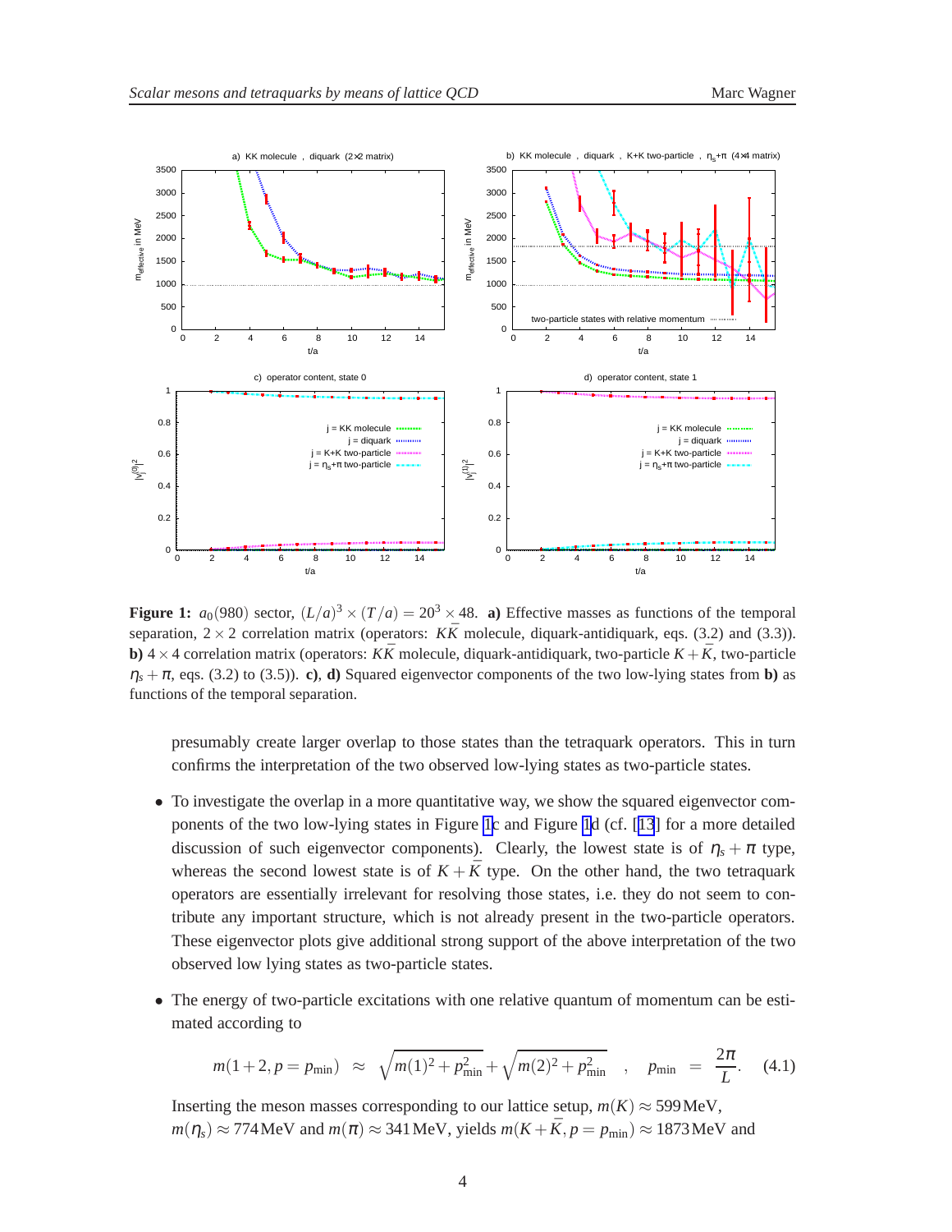**Figure 1:** $a_0(980)$ sector, $(L/a)^3 \times (T/a) = 20^3 \times 48$. **a)** Effective masses as functions of the temporal separation, $2 \times 2$ correlation matrix (operators: $K\bar{K}$ molecule, diquark-antidiquark, eqs. (3.2) and (3.3)). **b)** $4 \times 4$ correlation matrix (operators: $K\bar{K}$ molecule, diquark-antidiquark, two-particle $K + \bar{K}$, two-particle $\eta_s + \pi$, eqs. (3.2) to (3.5)). **c), d)** Squared eigenvector components of the two low-lying states from **b)** as functions of the temporal separation.

presumably create larger overlap to those states than the tetraquark operators. This in turn confirms the interpretation of the two observed low-lying states as two-particle states.

- To investigate the overlap in a more quantitative way, we show the squared eigenvector components of the two low-lying states in Figure 1c and Figure 1d (cf. [13] for a more detailed discussion of such eigenvector components). Clearly, the lowest state is of $\eta_s + \pi$ type, whereas the second lowest state is of $K + \bar{K}$ type. On the other hand, the two tetraquark operators are essentially irrelevant for resolving those states, i.e. they do not seem to contribute any important structure, which is not already present in the two-particle operators. These eigenvector plots give additional strong support of the above interpretation of the two observed low lying states as two-particle states.

- The energy of two-particle excitations with one relative quantum of momentum can be estimated according to

$$m(1+2, p = p_{\text{min}}) \approx \sqrt{m(1)^2 + p_{\text{min}}^2} + \sqrt{m(2)^2 + p_{\text{min}}^2} \quad , \quad p_{\text{min}} = \frac{2\pi}{L}. \tag{4.1}$$

Inserting the meson masses corresponding to our lattice setup, $m(K) \approx 599\,\text{MeV}$, $m(\eta_s) \approx 774\,\text{MeV}$ and $m(\pi) \approx 341\,\text{MeV}$, yields $m(K + \bar{K}, p = p_{\text{min}}) \approx 1873\,\text{MeV}$ and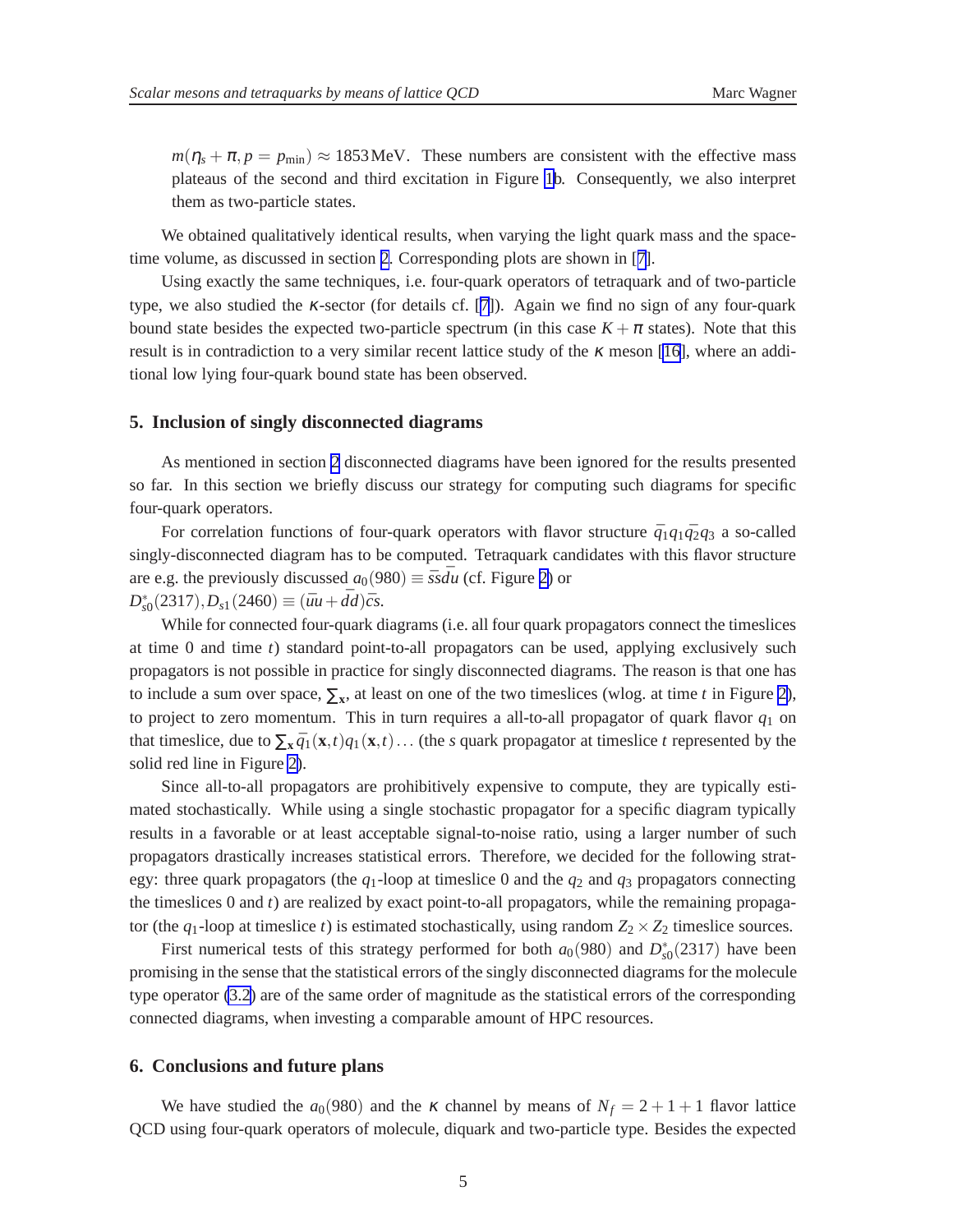$m(\eta_s + \pi, p = p_{\min}) \approx 1853\,\text{MeV}$. These numbers are consistent with the effective mass plateaus of the second and third excitation in Figure 1b. Consequently, we also interpret them as two-particle states.

We obtained qualitatively identical results, when varying the light quark mass and the spacetime volume, as discussed in section 2. Corresponding plots are shown in [7].

Using exactly the same techniques, i.e. four-quark operators of tetraquark and of two-particle type, we also studied the $\kappa$-sector (for details cf. [7]). Again we find no sign of any four-quark bound state besides the expected two-particle spectrum (in this case $K + \pi$ states). Note that this result is in contradiction to a very similar recent lattice study of the $\kappa$ meson [16], where an additional low lying four-quark bound state has been observed.

## 5. Inclusion of singly disconnected diagrams

As mentioned in section 2 disconnected diagrams have been ignored for the results presented so far. In this section we briefly discuss our strategy for computing such diagrams for specific four-quark operators.

For correlation functions of four-quark operators with flavor structure $\bar{q}_1 q_1 \bar{q}_2 q_3$ a so-called singly-disconnected diagram has to be computed. Tetraquark candidates with this flavor structure are e.g. the previously discussed $a_0(980) \equiv \bar{s}s\bar{d}u$ (cf. Figure 2) or $D^*_{s0}(2317), D_{s1}(2460) \equiv (\bar{u}u + \bar{d}d)\bar{c}s$.

While for connected four-quark diagrams (i.e. all four quark propagators connect the timeslices at time 0 and time $t$) standard point-to-all propagators can be used, applying exclusively such propagators is not possible in practice for singly disconnected diagrams. The reason is that one has to include a sum over space, $\sum_{\mathbf{x}}$, at least on one of the two timeslices (wlog. at time $t$ in Figure 2), to project to zero momentum. This in turn requires a all-to-all propagator of quark flavor $q_1$ on that timeslice, due to $\sum_{\mathbf{x}} \bar{q}_1(\mathbf{x},t) q_1(\mathbf{x},t) \ldots$ (the $s$ quark propagator at timeslice $t$ represented by the solid red line in Figure 2).

Since all-to-all propagators are prohibitively expensive to compute, they are typically estimated stochastically. While using a single stochastic propagator for a specific diagram typically results in a favorable or at least acceptable signal-to-noise ratio, using a larger number of such propagators drastically increases statistical errors. Therefore, we decided for the following strategy: three quark propagators (the $q_1$-loop at timeslice 0 and the $q_2$ and $q_3$ propagators connecting the timeslices 0 and $t$) are realized by exact point-to-all propagators, while the remaining propagator (the $q_1$-loop at timeslice $t$) is estimated stochastically, using random $Z_2 \times Z_2$ timeslice sources.

First numerical tests of this strategy performed for both $a_0(980)$ and $D^*_{s0}(2317)$ have been promising in the sense that the statistical errors of the singly disconnected diagrams for the molecule type operator (3.2) are of the same order of magnitude as the statistical errors of the corresponding connected diagrams, when investing a comparable amount of HPC resources.

## 6. Conclusions and future plans

We have studied the $a_0(980)$ and the $\kappa$ channel by means of $N_f = 2+1+1$ flavor lattice QCD using four-quark operators of molecule, diquark and two-particle type. Besides the expected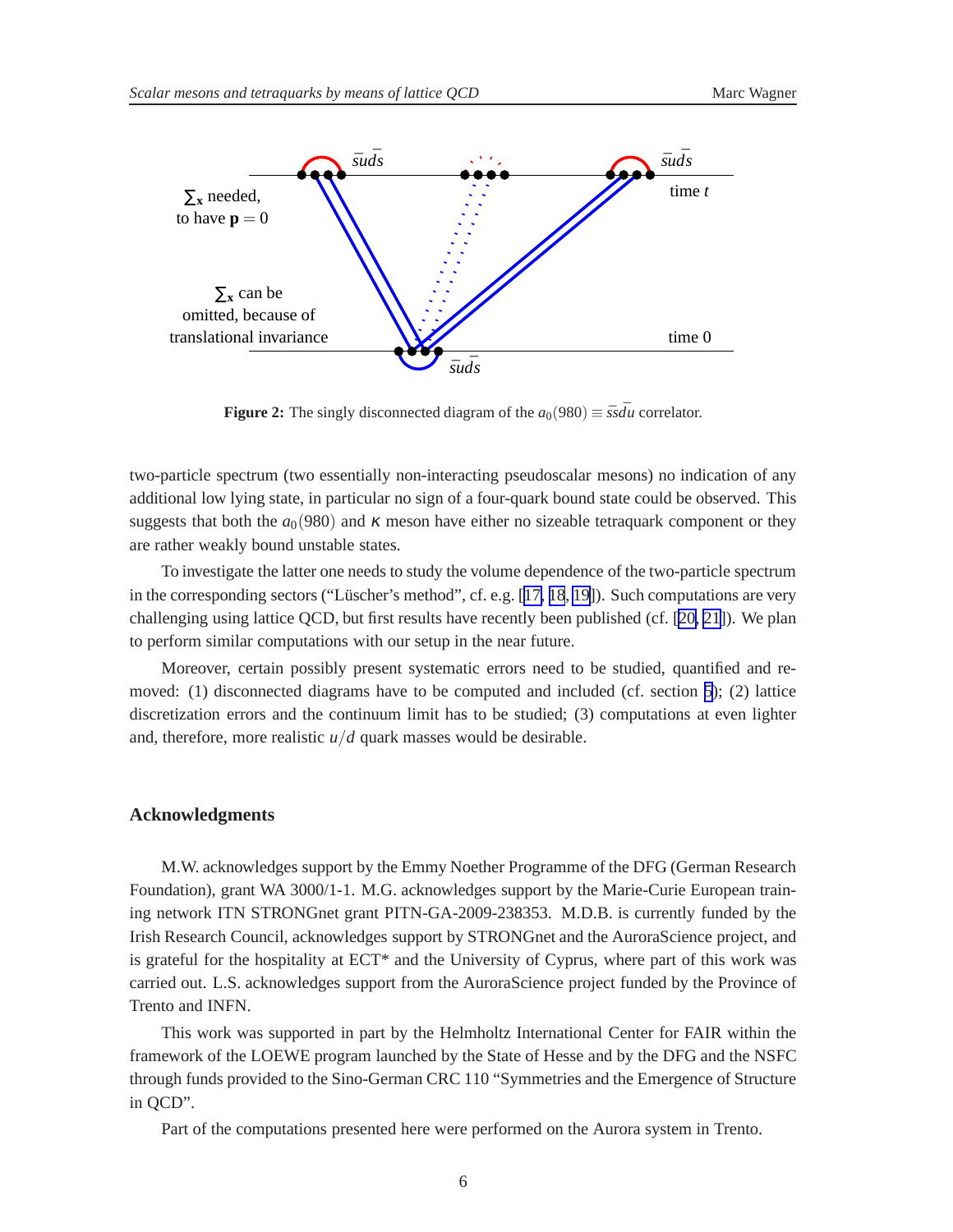∑$_{\mathbf{x}}$ needed, to have $\mathbf{p} = 0$

∑$_{\mathbf{x}}$ can be omitted, because of translational invariance

$\bar{s}ud\bar{s}$ time $t$

time 0

**Figure 2:** The singly disconnected diagram of the $a_0(980) \equiv \bar{s}s\bar{d}u$ correlator.

two-particle spectrum (two essentially non-interacting pseudoscalar mesons) no indication of any additional low lying state, in particular no sign of a four-quark bound state could be observed. This suggests that both the $a_0(980)$ and $\kappa$ meson have either no sizeable tetraquark component or they are rather weakly bound unstable states.

To investigate the latter one needs to study the volume dependence of the two-particle spectrum in the corresponding sectors ("Lüscher's method", cf. e.g. [17, 18, 19]). Such computations are very challenging using lattice QCD, but first results have recently been published (cf. [20, 21]). We plan to perform similar computations with our setup in the near future.

Moreover, certain possibly present systematic errors need to be studied, quantified and removed: (1) disconnected diagrams have to be computed and included (cf. section 3); (2) lattice discretization errors and the continuum limit has to be studied; (3) computations at even lighter and, therefore, more realistic $u/d$ quark masses would be desirable.

## Acknowledgments

M.W. acknowledges support by the Emmy Noether Programme of the DFG (German Research Foundation), grant WA 3000/1-1. M.G. acknowledges support by the Marie-Curie European training network ITN STRONGnet grant PITN-GA-2009-238353. M.D.B. is currently funded by the Irish Research Council, acknowledges support by STRONGnet and the AuroraScience project, and is grateful for the hospitality at ECT* and the University of Cyprus, where part of this work was carried out. L.S. acknowledges support from the AuroraScience project funded by the Province of Trento and INFN.

This work was supported in part by the Helmholtz International Center for FAIR within the framework of the LOEWE program launched by the State of Hesse and by the DFG and the NSFC through funds provided to the Sino-German CRC 110 "Symmetries and the Emergence of Structure in QCD".

Part of the computations presented here were performed on the Aurora system in Trento.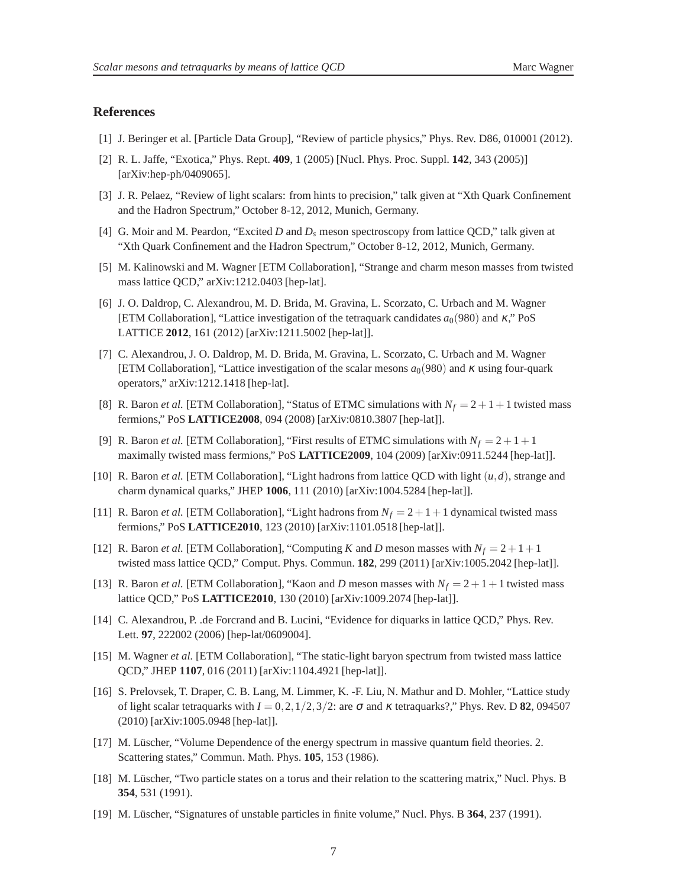## References

[1] J. Beringer et al. [Particle Data Group], "Review of particle physics," Phys. Rev. D86, 010001 (2012).

[2] R. L. Jaffe, "Exotica," Phys. Rept. **409**, 1 (2005) [Nucl. Phys. Proc. Suppl. **142**, 343 (2005)] [arXiv:hep-ph/0409065].

[3] J. R. Pelaez, "Review of light scalars: from hints to precision," talk given at "Xth Quark Confinement and the Hadron Spectrum," October 8-12, 2012, Munich, Germany.

[4] G. Moir and M. Peardon, "Excited $D$ and $D_s$ meson spectroscopy from lattice QCD," talk given at "Xth Quark Confinement and the Hadron Spectrum," October 8-12, 2012, Munich, Germany.

[5] M. Kalinowski and M. Wagner [ETM Collaboration], "Strange and charm meson masses from twisted mass lattice QCD," arXiv:1212.0403 [hep-lat].

[6] J. O. Daldrop, C. Alexandrou, M. D. Brida, M. Gravina, L. Scorzato, C. Urbach and M. Wagner [ETM Collaboration], "Lattice investigation of the tetraquark candidates $a_0(980)$ and $\kappa$," PoS LATTICE **2012**, 161 (2012) [arXiv:1211.5002 [hep-lat]].

[7] C. Alexandrou, J. O. Daldrop, M. D. Brida, M. Gravina, L. Scorzato, C. Urbach and M. Wagner [ETM Collaboration], "Lattice investigation of the scalar mesons $a_0(980)$ and $\kappa$ using four-quark operators," arXiv:1212.1418 [hep-lat].

[8] R. Baron *et al.* [ETM Collaboration], "Status of ETMC simulations with $N_f = 2+1+1$ twisted mass fermions," PoS **LATTICE2008**, 094 (2008) [arXiv:0810.3807 [hep-lat]].

[9] R. Baron *et al.* [ETM Collaboration], "First results of ETMC simulations with $N_f = 2+1+1$ maximally twisted mass fermions," PoS **LATTICE2009**, 104 (2009) [arXiv:0911.5244 [hep-lat]].

[10] R. Baron *et al.* [ETM Collaboration], "Light hadrons from lattice QCD with light $(u,d)$, strange and charm dynamical quarks," JHEP **1006**, 111 (2010) [arXiv:1004.5284 [hep-lat]].

[11] R. Baron *et al.* [ETM Collaboration], "Light hadrons from $N_f = 2+1+1$ dynamical twisted mass fermions," PoS **LATTICE2010**, 123 (2010) [arXiv:1101.0518 [hep-lat]].

[12] R. Baron *et al.* [ETM Collaboration], "Computing $K$ and $D$ meson masses with $N_f = 2+1+1$ twisted mass lattice QCD," Comput. Phys. Commun. **182**, 299 (2011) [arXiv:1005.2042 [hep-lat]].

[13] R. Baron *et al.* [ETM Collaboration], "Kaon and $D$ meson masses with $N_f = 2+1+1$ twisted mass lattice QCD," PoS **LATTICE2010**, 130 (2010) [arXiv:1009.2074 [hep-lat]].

[14] C. Alexandrou, P. .de Forcrand and B. Lucini, "Evidence for diquarks in lattice QCD," Phys. Rev. Lett. **97**, 222002 (2006) [hep-lat/0609004].

[15] M. Wagner *et al.* [ETM Collaboration], "The static-light baryon spectrum from twisted mass lattice QCD," JHEP **1107**, 016 (2011) [arXiv:1104.4921 [hep-lat]].

[16] S. Prelovsek, T. Draper, C. B. Lang, M. Limmer, K. -F. Liu, N. Mathur and D. Mohler, "Lattice study of light scalar tetraquarks with $I = 0,2,1/2,3/2$: are $\sigma$ and $\kappa$ tetraquarks?," Phys. Rev. D **82**, 094507 (2010) [arXiv:1005.0948 [hep-lat]].

[17] M. Lüscher, "Volume Dependence of the energy spectrum in massive quantum field theories. 2. Scattering states," Commun. Math. Phys. **105**, 153 (1986).

[18] M. Lüscher, "Two particle states on a torus and their relation to the scattering matrix," Nucl. Phys. B **354**, 531 (1991).

[19] M. Lüscher, "Signatures of unstable particles in finite volume," Nucl. Phys. B **364**, 237 (1991).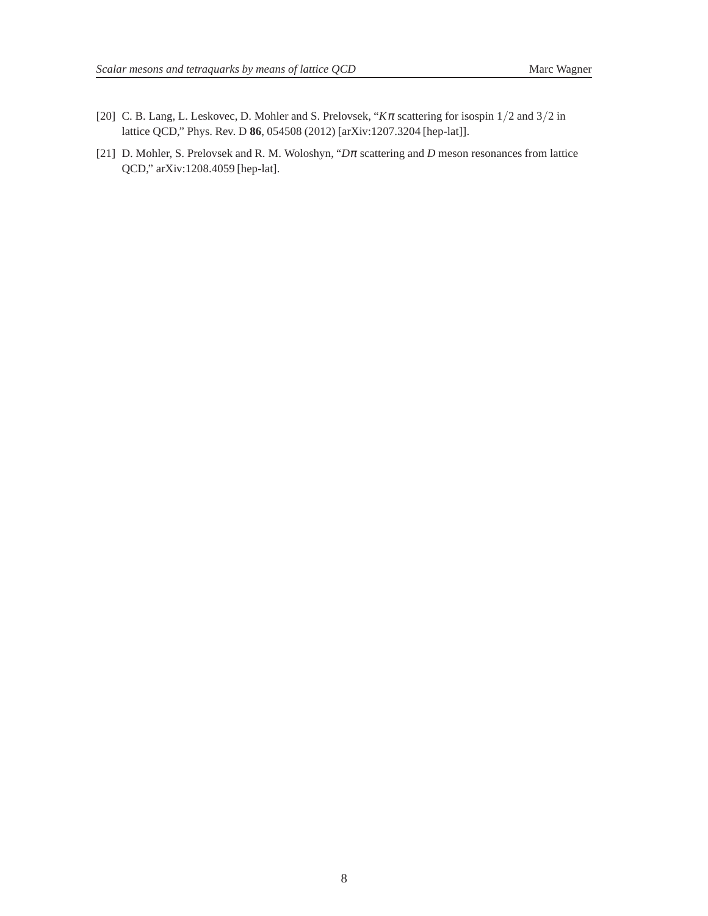[20] C. B. Lang, L. Leskovec, D. Mohler and S. Prelovsek, "$K\pi$ scattering for isospin $1/2$ and $3/2$ in lattice QCD," Phys. Rev. D **86**, 054508 (2012) [arXiv:1207.3204 [hep-lat]].

[21] D. Mohler, S. Prelovsek and R. M. Woloshyn, "$D\pi$ scattering and $D$ meson resonances from lattice QCD," arXiv:1208.4059 [hep-lat].